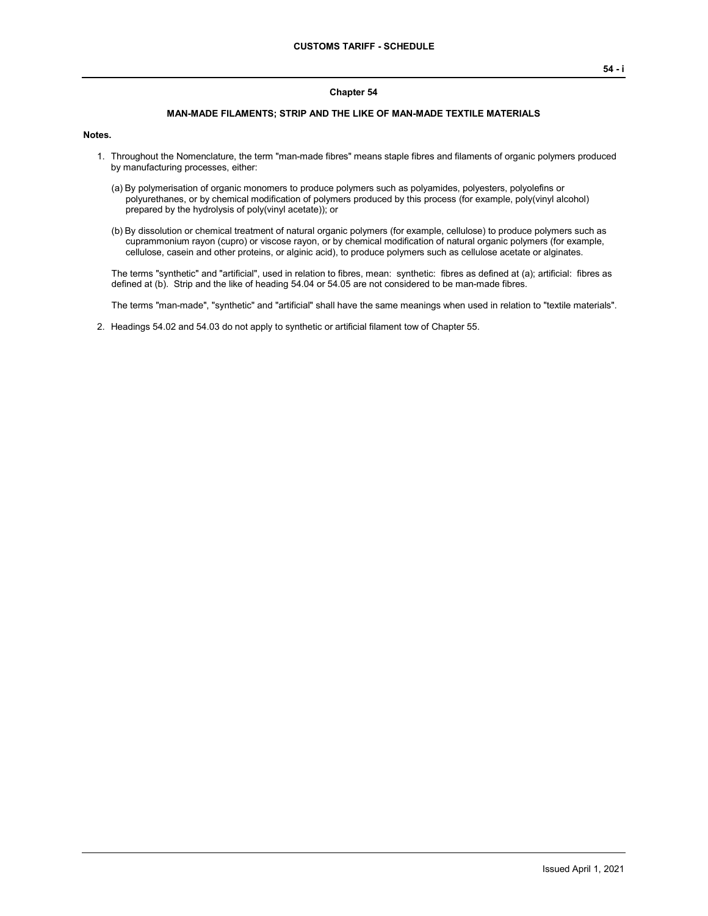## Chapter 54

### MAN-MADE FILAMENTS; STRIP AND THE LIKE OF MAN-MADE TEXTILE MATERIALS

**Notes.**

1. Throughout the Nomenclature, the term "man-made fibres" means staple fibres and filaments of organic polymers produced by manufacturing processes, either:

   (a) By polymerisation of organic monomers to produce polymers such as polyamides, polyesters, polyolefins or polyurethanes, or by chemical modification of polymers produced by this process (for example, poly(vinyl alcohol) prepared by the hydrolysis of poly(vinyl acetate)); or

   (b) By dissolution or chemical treatment of natural organic polymers (for example, cellulose) to produce polymers such as cuprammonium rayon (cupro) or viscose rayon, or by chemical modification of natural organic polymers (for example, cellulose, casein and other proteins, or alginic acid), to produce polymers such as cellulose acetate or alginates.

   The terms "synthetic" and "artificial", used in relation to fibres, mean: synthetic: fibres as defined at (a); artificial: fibres as defined at (b). Strip and the like of heading 54.04 or 54.05 are not considered to be man-made fibres.

   The terms "man-made", "synthetic" and "artificial" shall have the same meanings when used in relation to "textile materials".

2. Headings 54.02 and 54.03 do not apply to synthetic or artificial filament tow of Chapter 55.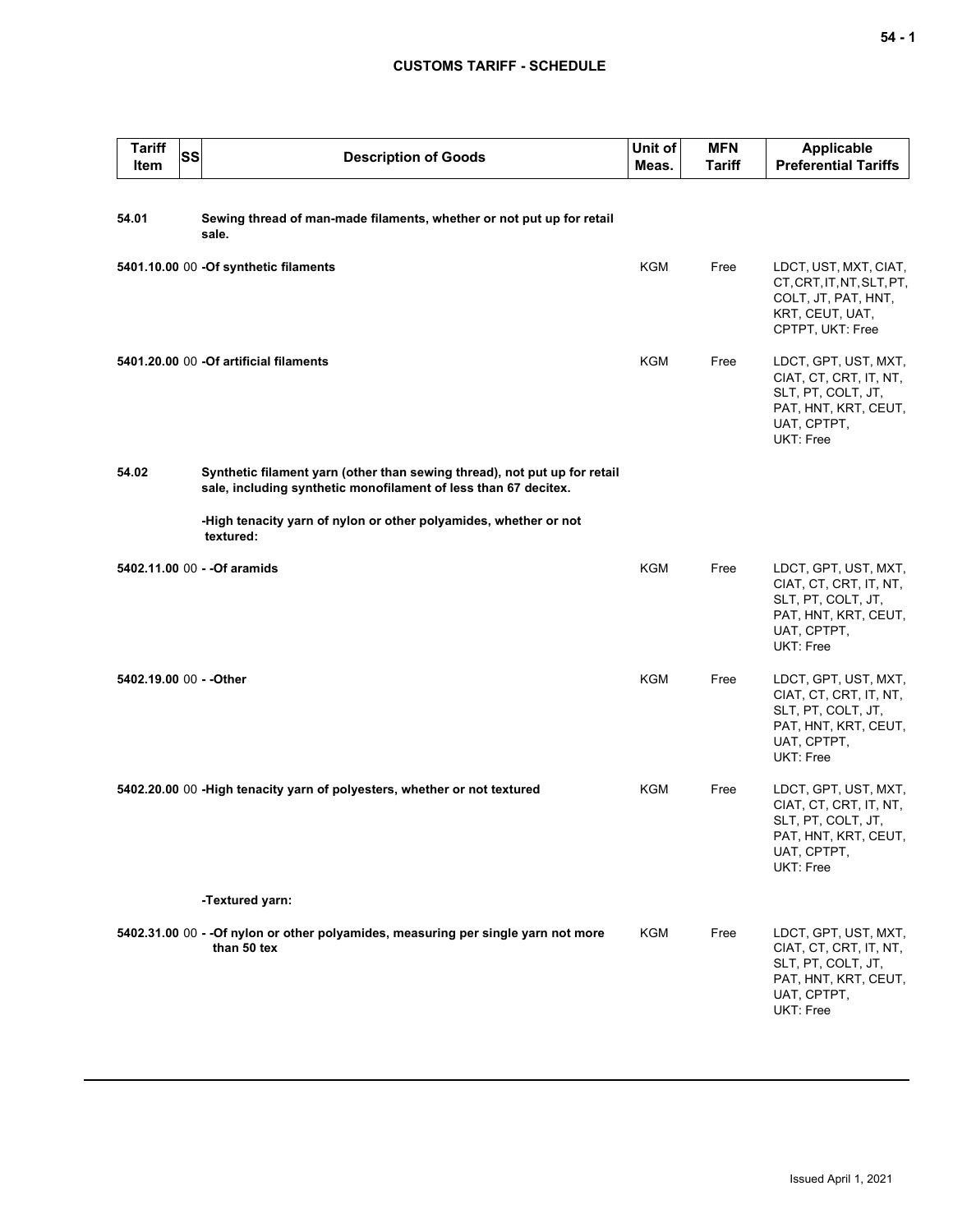| Tariff Item | SS | Description of Goods | Unit of Meas. | MFN Tariff | Applicable Preferential Tariffs |
|---|---|---|---|---|---|
| 54.01 | | **Sewing thread of man-made filaments, whether or not put up for retail sale.** | | | |
| **5401.10.00** | 00 | **-Of synthetic filaments** | KGM | Free | LDCT, UST, MXT, CIAT, CT, CRT, IT, NT, SLT, PT, COLT, JT, PAT, HNT, KRT, CEUT, UAT, CPTPT, UKT: Free |
| **5401.20.00** | 00 | **-Of artificial filaments** | KGM | Free | LDCT, GPT, UST, MXT, CIAT, CT, CRT, IT, NT, SLT, PT, COLT, JT, PAT, HNT, KRT, CEUT, UAT, CPTPT, UKT: Free |
| 54.02 | | **Synthetic filament yarn (other than sewing thread), not put up for retail sale, including synthetic monofilament of less than 67 decitex.** | | | |
| | | **-High tenacity yarn of nylon or other polyamides, whether or not textured:** | | | |
| **5402.11.00** | 00 | **- -Of aramids** | KGM | Free | LDCT, GPT, UST, MXT, CIAT, CT, CRT, IT, NT, SLT, PT, COLT, JT, PAT, HNT, KRT, CEUT, UAT, CPTPT, UKT: Free |
| **5402.19.00** | 00 | **- -Other** | KGM | Free | LDCT, GPT, UST, MXT, CIAT, CT, CRT, IT, NT, SLT, PT, COLT, JT, PAT, HNT, KRT, CEUT, UAT, CPTPT, UKT: Free |
| **5402.20.00** | 00 | **-High tenacity yarn of polyesters, whether or not textured** | KGM | Free | LDCT, GPT, UST, MXT, CIAT, CT, CRT, IT, NT, SLT, PT, COLT, JT, PAT, HNT, KRT, CEUT, UAT, CPTPT, UKT: Free |
| | | **-Textured yarn:** | | | |
| **5402.31.00** | 00 | **- -Of nylon or other polyamides, measuring per single yarn not more than 50 tex** | KGM | Free | LDCT, GPT, UST, MXT, CIAT, CT, CRT, IT, NT, SLT, PT, COLT, JT, PAT, HNT, KRT, CEUT, UAT, CPTPT, UKT: Free |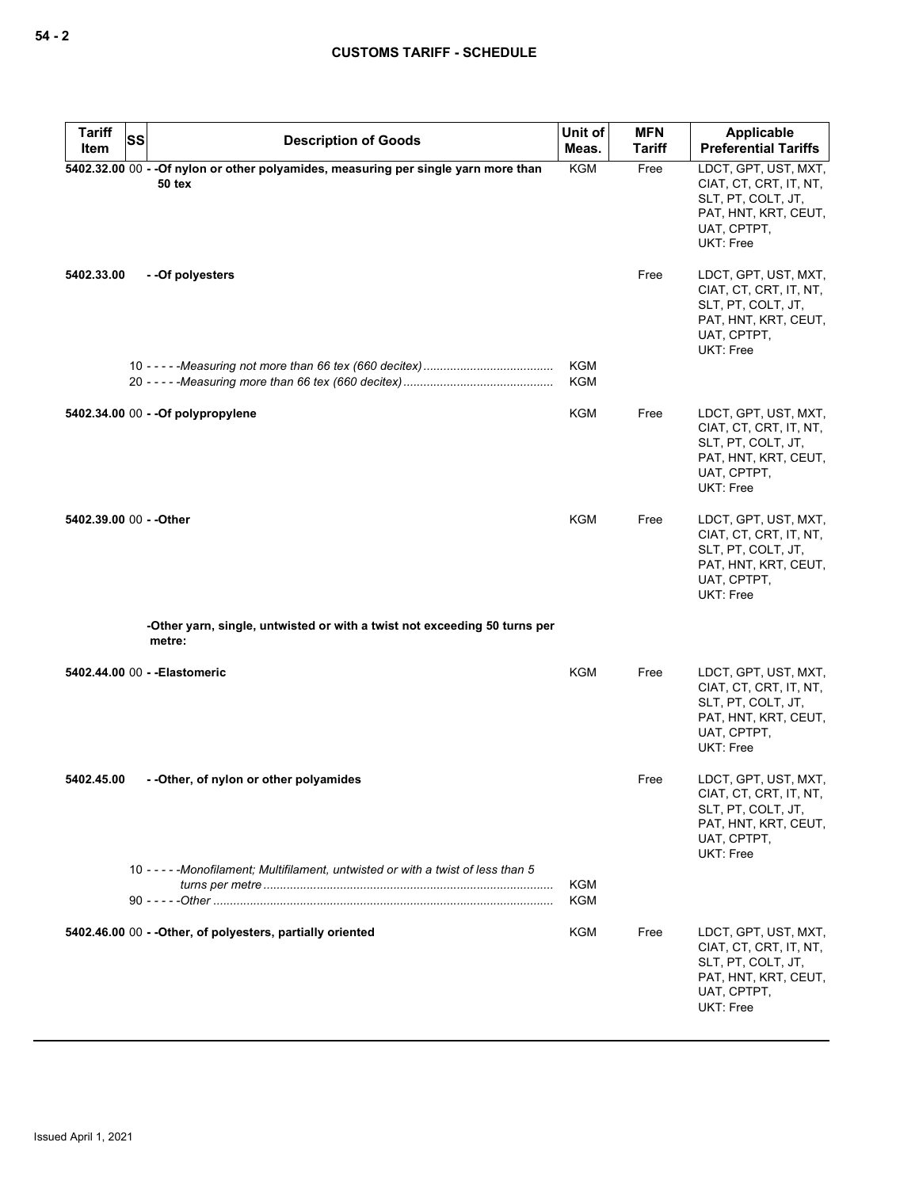| Tariff Item | SS | Description of Goods | Unit of Meas. | MFN Tariff | Applicable Preferential Tariffs |
|---|---|---|---|---|---|
| **5402.32.00** | 00 | **- -Of nylon or other polyamides, measuring per single yarn more than 50 tex** | KGM | Free | LDCT, GPT, UST, MXT, CIAT, CT, CRT, IT, NT, SLT, PT, COLT, JT, PAT, HNT, KRT, CEUT, UAT, CPTPT, UKT: Free |
| **5402.33.00** | | **- -Of polyesters** | | Free | LDCT, GPT, UST, MXT, CIAT, CT, CRT, IT, NT, SLT, PT, COLT, JT, PAT, HNT, KRT, CEUT, UAT, CPTPT, UKT: Free |
| | 10 | *- - - - -Measuring not more than 66 tex (660 decitex)* | KGM | | |
| | 20 | *- - - - -Measuring more than 66 tex (660 decitex)* | KGM | | |
| **5402.34.00** | 00 | **- -Of polypropylene** | KGM | Free | LDCT, GPT, UST, MXT, CIAT, CT, CRT, IT, NT, SLT, PT, COLT, JT, PAT, HNT, KRT, CEUT, UAT, CPTPT, UKT: Free |
| **5402.39.00** | 00 | **- -Other** | KGM | Free | LDCT, GPT, UST, MXT, CIAT, CT, CRT, IT, NT, SLT, PT, COLT, JT, PAT, HNT, KRT, CEUT, UAT, CPTPT, UKT: Free |
| | | **-Other yarn, single, untwisted or with a twist not exceeding 50 turns per metre:** | | | |
| **5402.44.00** | 00 | **- -Elastomeric** | KGM | Free | LDCT, GPT, UST, MXT, CIAT, CT, CRT, IT, NT, SLT, PT, COLT, JT, PAT, HNT, KRT, CEUT, UAT, CPTPT, UKT: Free |
| **5402.45.00** | | **- -Other, of nylon or other polyamides** | | Free | LDCT, GPT, UST, MXT, CIAT, CT, CRT, IT, NT, SLT, PT, COLT, JT, PAT, HNT, KRT, CEUT, UAT, CPTPT, UKT: Free |
| | 10 | *- - - - -Monofilament; Multifilament, untwisted or with a twist of less than 5 turns per metre* | KGM | | |
| | 90 | *- - - - -Other* | KGM | | |
| **5402.46.00** | 00 | **- -Other, of polyesters, partially oriented** | KGM | Free | LDCT, GPT, UST, MXT, CIAT, CT, CRT, IT, NT, SLT, PT, COLT, JT, PAT, HNT, KRT, CEUT, UAT, CPTPT, UKT: Free |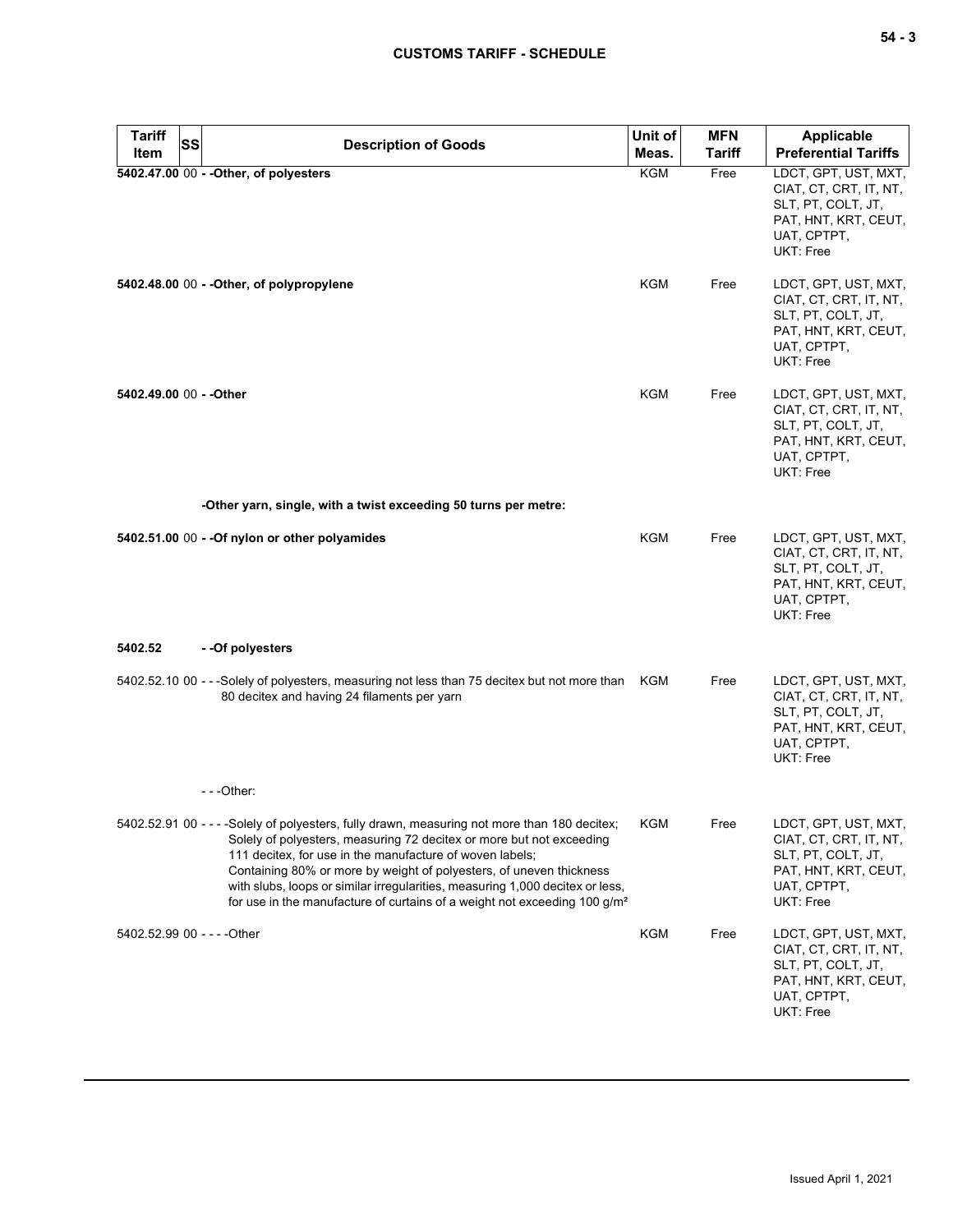| Tariff Item | SS | Description of Goods | Unit of Meas. | MFN Tariff | Applicable Preferential Tariffs |
|---|---|---|---|---|---|
| **5402.47.00** | 00 | **- -Other, of polyesters** | KGM | Free | LDCT, GPT, UST, MXT, CIAT, CT, CRT, IT, NT, SLT, PT, COLT, JT, PAT, HNT, KRT, CEUT, UAT, CPTPT, UKT: Free |
| **5402.48.00** | 00 | **- -Other, of polypropylene** | KGM | Free | LDCT, GPT, UST, MXT, CIAT, CT, CRT, IT, NT, SLT, PT, COLT, JT, PAT, HNT, KRT, CEUT, UAT, CPTPT, UKT: Free |
| **5402.49.00** | 00 | **- -Other** | KGM | Free | LDCT, GPT, UST, MXT, CIAT, CT, CRT, IT, NT, SLT, PT, COLT, JT, PAT, HNT, KRT, CEUT, UAT, CPTPT, UKT: Free |
| | | **-Other yarn, single, with a twist exceeding 50 turns per metre:** | | | |
| **5402.51.00** | 00 | **- -Of nylon or other polyamides** | KGM | Free | LDCT, GPT, UST, MXT, CIAT, CT, CRT, IT, NT, SLT, PT, COLT, JT, PAT, HNT, KRT, CEUT, UAT, CPTPT, UKT: Free |
| **5402.52** | | **- -Of polyesters** | | | |
| 5402.52.10 | 00 | - - -Solely of polyesters, measuring not less than 75 decitex but not more than 80 decitex and having 24 filaments per yarn | KGM | Free | LDCT, GPT, UST, MXT, CIAT, CT, CRT, IT, NT, SLT, PT, COLT, JT, PAT, HNT, KRT, CEUT, UAT, CPTPT, UKT: Free |
| | | - - -Other: | | | |
| 5402.52.91 | 00 | - - - -Solely of polyesters, fully drawn, measuring not more than 180 decitex;<br>Solely of polyesters, measuring 72 decitex or more but not exceeding 111 decitex, for use in the manufacture of woven labels;<br>Containing 80% or more by weight of polyesters, of uneven thickness with slubs, loops or similar irregularities, measuring 1,000 decitex or less, for use in the manufacture of curtains of a weight not exceeding 100 g/m² | KGM | Free | LDCT, GPT, UST, MXT, CIAT, CT, CRT, IT, NT, SLT, PT, COLT, JT, PAT, HNT, KRT, CEUT, UAT, CPTPT, UKT: Free |
| 5402.52.99 | 00 | - - - -Other | KGM | Free | LDCT, GPT, UST, MXT, CIAT, CT, CRT, IT, NT, SLT, PT, COLT, JT, PAT, HNT, KRT, CEUT, UAT, CPTPT, UKT: Free |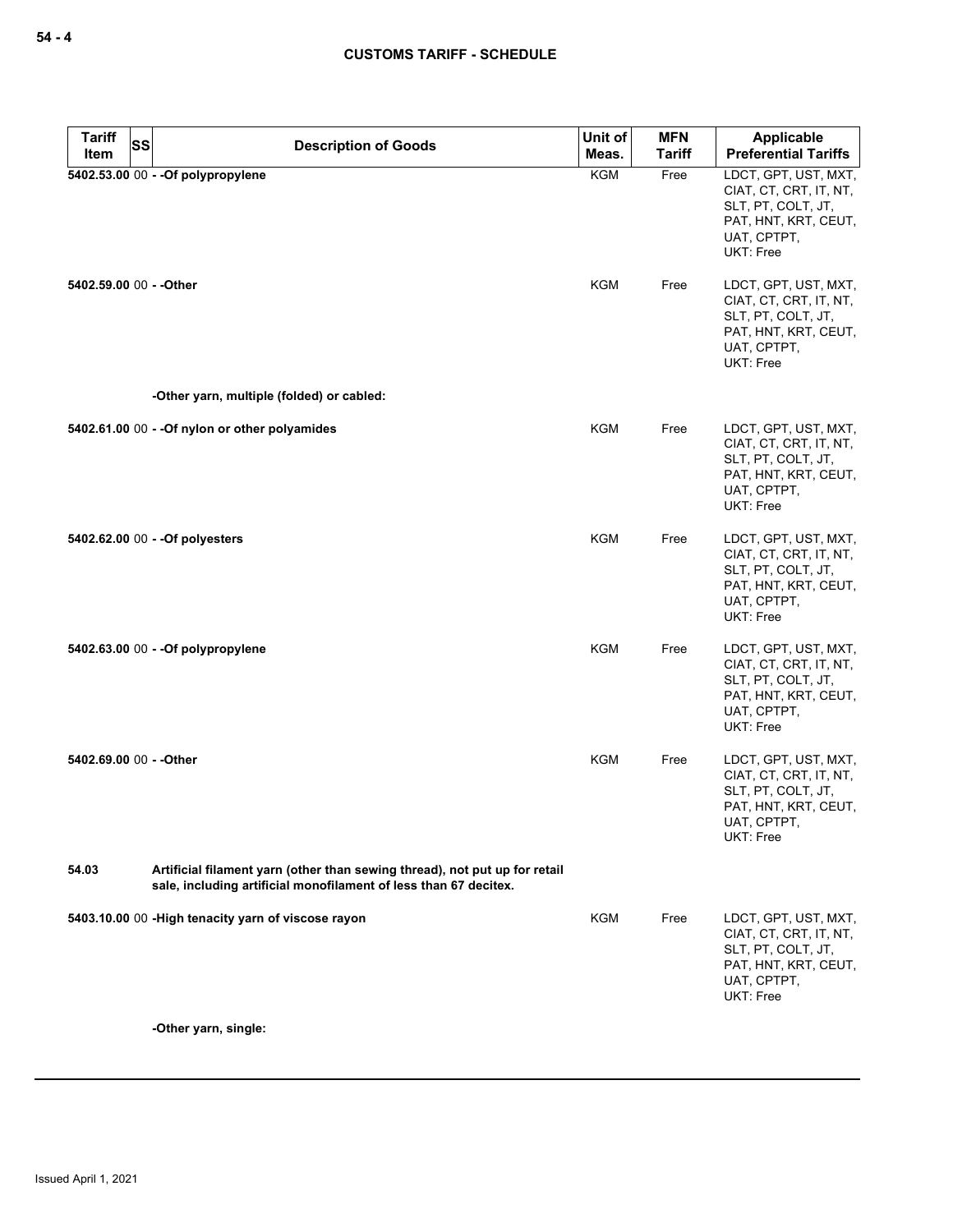| Tariff Item | SS | Description of Goods | Unit of Meas. | MFN Tariff | Applicable Preferential Tariffs |
|---|---|---|---|---|---|
| 5402.53.00 | 00 | - -Of polypropylene | KGM | Free | LDCT, GPT, UST, MXT, CIAT, CT, CRT, IT, NT, SLT, PT, COLT, JT, PAT, HNT, KRT, CEUT, UAT, CPTPT, UKT: Free |
| 5402.59.00 | 00 | - -Other | KGM | Free | LDCT, GPT, UST, MXT, CIAT, CT, CRT, IT, NT, SLT, PT, COLT, JT, PAT, HNT, KRT, CEUT, UAT, CPTPT, UKT: Free |
| | | -Other yarn, multiple (folded) or cabled: | | | |
| 5402.61.00 | 00 | - -Of nylon or other polyamides | KGM | Free | LDCT, GPT, UST, MXT, CIAT, CT, CRT, IT, NT, SLT, PT, COLT, JT, PAT, HNT, KRT, CEUT, UAT, CPTPT, UKT: Free |
| 5402.62.00 | 00 | - -Of polyesters | KGM | Free | LDCT, GPT, UST, MXT, CIAT, CT, CRT, IT, NT, SLT, PT, COLT, JT, PAT, HNT, KRT, CEUT, UAT, CPTPT, UKT: Free |
| 5402.63.00 | 00 | - -Of polypropylene | KGM | Free | LDCT, GPT, UST, MXT, CIAT, CT, CRT, IT, NT, SLT, PT, COLT, JT, PAT, HNT, KRT, CEUT, UAT, CPTPT, UKT: Free |
| 5402.69.00 | 00 | - -Other | KGM | Free | LDCT, GPT, UST, MXT, CIAT, CT, CRT, IT, NT, SLT, PT, COLT, JT, PAT, HNT, KRT, CEUT, UAT, CPTPT, UKT: Free |
| 54.03 | | Artificial filament yarn (other than sewing thread), not put up for retail sale, including artificial monofilament of less than 67 decitex. | | | |
| 5403.10.00 | 00 | -High tenacity yarn of viscose rayon | KGM | Free | LDCT, GPT, UST, MXT, CIAT, CT, CRT, IT, NT, SLT, PT, COLT, JT, PAT, HNT, KRT, CEUT, UAT, CPTPT, UKT: Free |
| | | -Other yarn, single: | | | |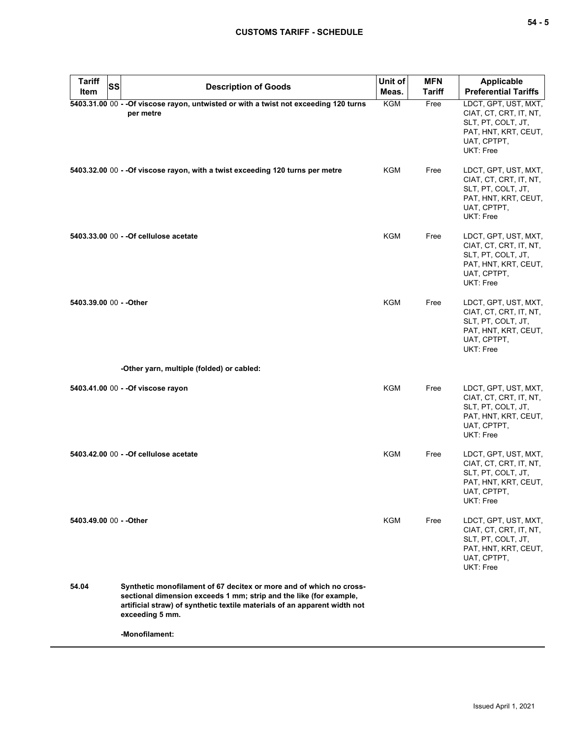| Tariff Item | SS | Description of Goods | Unit of Meas. | MFN Tariff | Applicable Preferential Tariffs |
|---|---|---|---|---|---|
| 5403.31.00 | 00 | - -Of viscose rayon, untwisted or with a twist not exceeding 120 turns per metre | KGM | Free | LDCT, GPT, UST, MXT, CIAT, CT, CRT, IT, NT, SLT, PT, COLT, JT, PAT, HNT, KRT, CEUT, UAT, CPTPT, UKT: Free |
| 5403.32.00 | 00 | - -Of viscose rayon, with a twist exceeding 120 turns per metre | KGM | Free | LDCT, GPT, UST, MXT, CIAT, CT, CRT, IT, NT, SLT, PT, COLT, JT, PAT, HNT, KRT, CEUT, UAT, CPTPT, UKT: Free |
| 5403.33.00 | 00 | - -Of cellulose acetate | KGM | Free | LDCT, GPT, UST, MXT, CIAT, CT, CRT, IT, NT, SLT, PT, COLT, JT, PAT, HNT, KRT, CEUT, UAT, CPTPT, UKT: Free |
| 5403.39.00 | 00 | - -Other | KGM | Free | LDCT, GPT, UST, MXT, CIAT, CT, CRT, IT, NT, SLT, PT, COLT, JT, PAT, HNT, KRT, CEUT, UAT, CPTPT, UKT: Free |
| | | -Other yarn, multiple (folded) or cabled: | | | |
| 5403.41.00 | 00 | - -Of viscose rayon | KGM | Free | LDCT, GPT, UST, MXT, CIAT, CT, CRT, IT, NT, SLT, PT, COLT, JT, PAT, HNT, KRT, CEUT, UAT, CPTPT, UKT: Free |
| 5403.42.00 | 00 | - -Of cellulose acetate | KGM | Free | LDCT, GPT, UST, MXT, CIAT, CT, CRT, IT, NT, SLT, PT, COLT, JT, PAT, HNT, KRT, CEUT, UAT, CPTPT, UKT: Free |
| 5403.49.00 | 00 | - -Other | KGM | Free | LDCT, GPT, UST, MXT, CIAT, CT, CRT, IT, NT, SLT, PT, COLT, JT, PAT, HNT, KRT, CEUT, UAT, CPTPT, UKT: Free |
| 54.04 | | Synthetic monofilament of 67 decitex or more and of which no cross-sectional dimension exceeds 1 mm; strip and the like (for example, artificial straw) of synthetic textile materials of an apparent width not exceeding 5 mm. | | | |
| | | -Monofilament: | | | |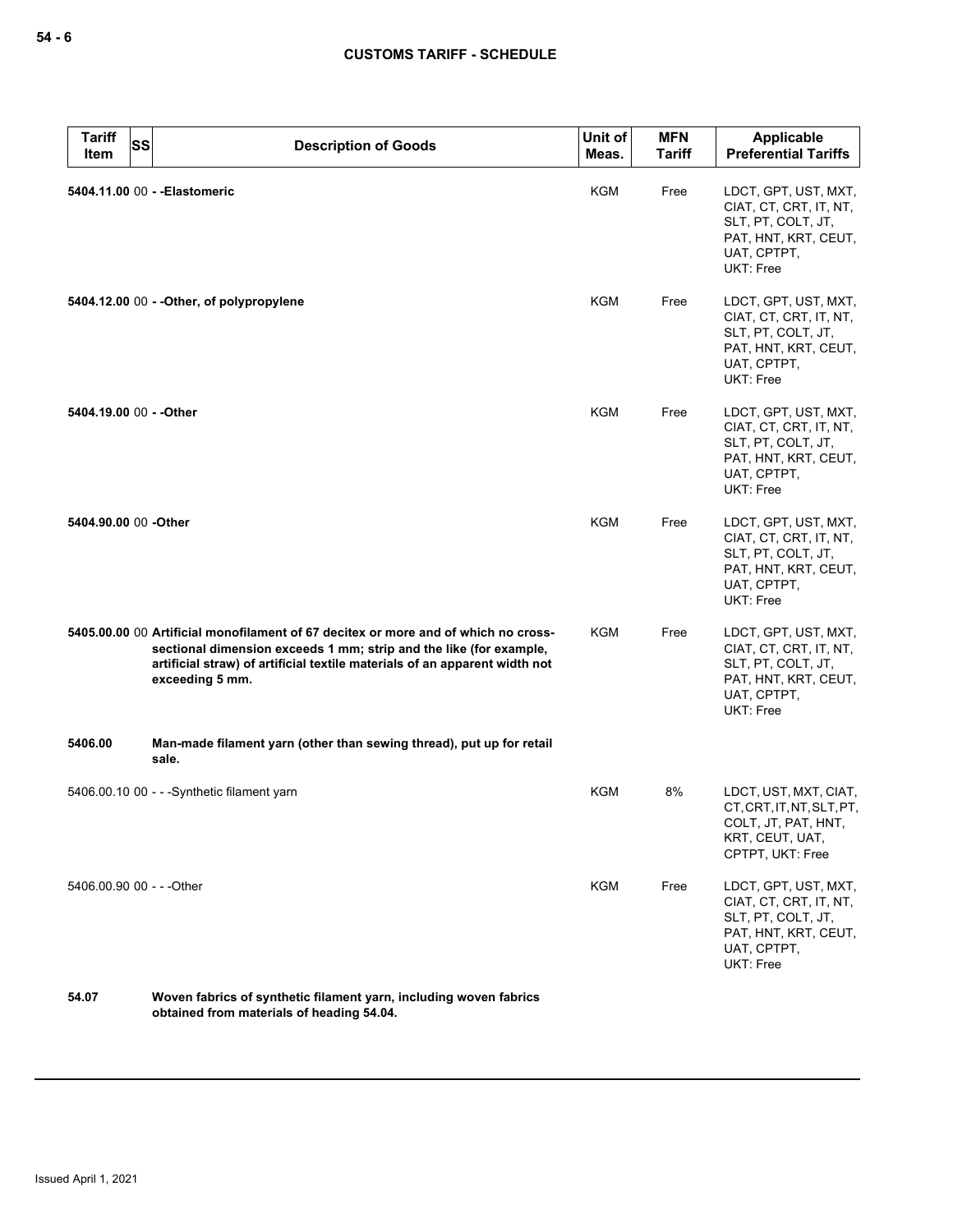| Tariff Item | SS | Description of Goods | Unit of Meas. | MFN Tariff | Applicable Preferential Tariffs |
|---|---|---|---|---|---|
| **5404.11.00** | 00 | **- -Elastomeric** | KGM | Free | LDCT, GPT, UST, MXT, CIAT, CT, CRT, IT, NT, SLT, PT, COLT, JT, PAT, HNT, KRT, CEUT, UAT, CPTPT, UKT: Free |
| **5404.12.00** | 00 | **- -Other, of polypropylene** | KGM | Free | LDCT, GPT, UST, MXT, CIAT, CT, CRT, IT, NT, SLT, PT, COLT, JT, PAT, HNT, KRT, CEUT, UAT, CPTPT, UKT: Free |
| **5404.19.00** | 00 | **- -Other** | KGM | Free | LDCT, GPT, UST, MXT, CIAT, CT, CRT, IT, NT, SLT, PT, COLT, JT, PAT, HNT, KRT, CEUT, UAT, CPTPT, UKT: Free |
| **5404.90.00** | 00 | **-Other** | KGM | Free | LDCT, GPT, UST, MXT, CIAT, CT, CRT, IT, NT, SLT, PT, COLT, JT, PAT, HNT, KRT, CEUT, UAT, CPTPT, UKT: Free |
| **5405.00.00** | 00 | **Artificial monofilament of 67 decitex or more and of which no cross-sectional dimension exceeds 1 mm; strip and the like (for example, artificial straw) of artificial textile materials of an apparent width not exceeding 5 mm.** | KGM | Free | LDCT, GPT, UST, MXT, CIAT, CT, CRT, IT, NT, SLT, PT, COLT, JT, PAT, HNT, KRT, CEUT, UAT, CPTPT, UKT: Free |
| **5406.00** | | **Man-made filament yarn (other than sewing thread), put up for retail sale.** | | | |
| 5406.00.10 | 00 | - - -Synthetic filament yarn | KGM | 8% | LDCT, UST, MXT, CIAT, CT, CRT, IT, NT, SLT, PT, COLT, JT, PAT, HNT, KRT, CEUT, UAT, CPTPT, UKT: Free |
| 5406.00.90 | 00 | - - -Other | KGM | Free | LDCT, GPT, UST, MXT, CIAT, CT, CRT, IT, NT, SLT, PT, COLT, JT, PAT, HNT, KRT, CEUT, UAT, CPTPT, UKT: Free |
| **54.07** | | **Woven fabrics of synthetic filament yarn, including woven fabrics obtained from materials of heading 54.04.** | | | |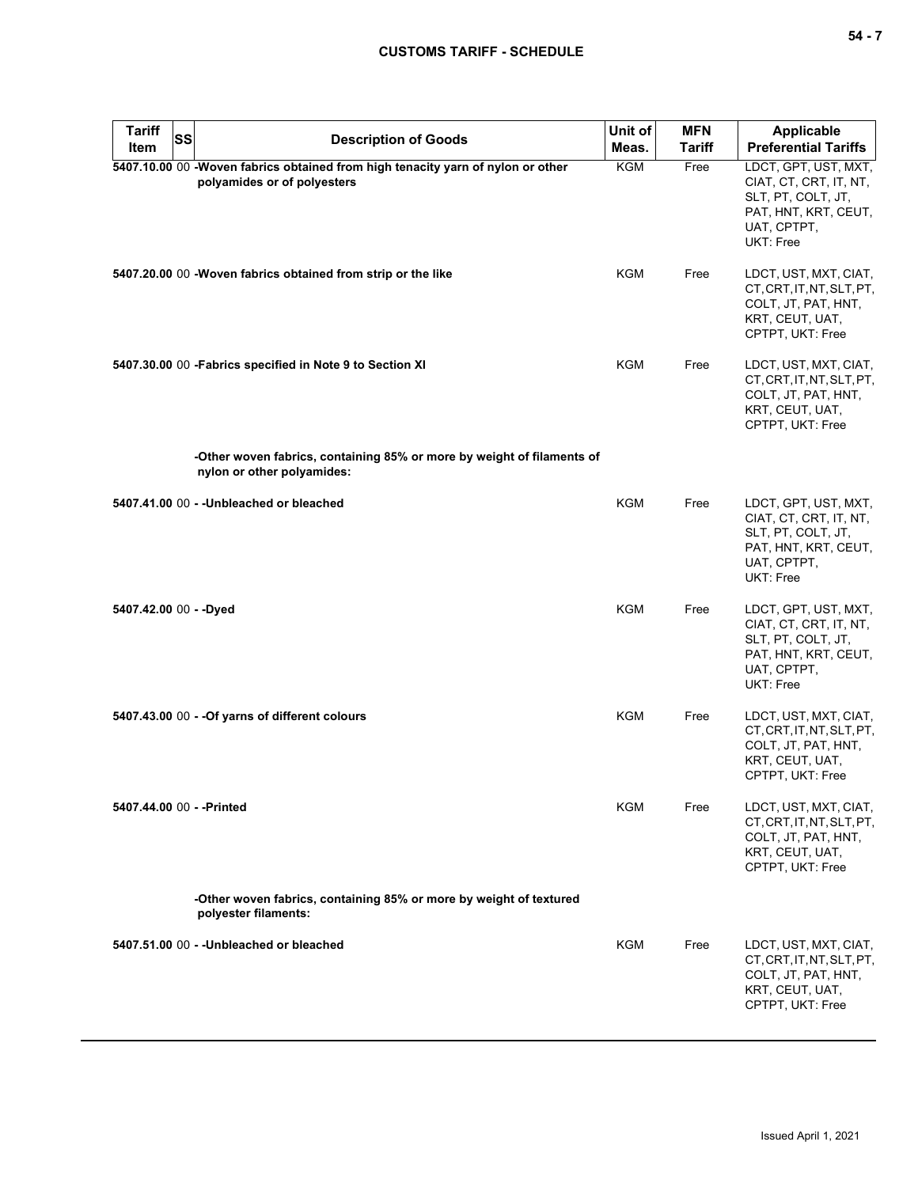| Tariff Item | SS | Description of Goods | Unit of Meas. | MFN Tariff | Applicable Preferential Tariffs |
|---|---|---|---|---|---|
| 5407.10.00 | 00 | -Woven fabrics obtained from high tenacity yarn of nylon or other polyamides or of polyesters | KGM | Free | LDCT, GPT, UST, MXT, CIAT, CT, CRT, IT, NT, SLT, PT, COLT, JT, PAT, HNT, KRT, CEUT, UAT, CPTPT, UKT: Free |
| 5407.20.00 | 00 | -Woven fabrics obtained from strip or the like | KGM | Free | LDCT, UST, MXT, CIAT, CT, CRT, IT, NT, SLT, PT, COLT, JT, PAT, HNT, KRT, CEUT, UAT, CPTPT, UKT: Free |
| 5407.30.00 | 00 | -Fabrics specified in Note 9 to Section XI | KGM | Free | LDCT, UST, MXT, CIAT, CT, CRT, IT, NT, SLT, PT, COLT, JT, PAT, HNT, KRT, CEUT, UAT, CPTPT, UKT: Free |
| | | -Other woven fabrics, containing 85% or more by weight of filaments of nylon or other polyamides: | | | |
| 5407.41.00 | 00 | - -Unbleached or bleached | KGM | Free | LDCT, GPT, UST, MXT, CIAT, CT, CRT, IT, NT, SLT, PT, COLT, JT, PAT, HNT, KRT, CEUT, UAT, CPTPT, UKT: Free |
| 5407.42.00 | 00 | - -Dyed | KGM | Free | LDCT, GPT, UST, MXT, CIAT, CT, CRT, IT, NT, SLT, PT, COLT, JT, PAT, HNT, KRT, CEUT, UAT, CPTPT, UKT: Free |
| 5407.43.00 | 00 | - -Of yarns of different colours | KGM | Free | LDCT, UST, MXT, CIAT, CT, CRT, IT, NT, SLT, PT, COLT, JT, PAT, HNT, KRT, CEUT, UAT, CPTPT, UKT: Free |
| 5407.44.00 | 00 | - -Printed | KGM | Free | LDCT, UST, MXT, CIAT, CT, CRT, IT, NT, SLT, PT, COLT, JT, PAT, HNT, KRT, CEUT, UAT, CPTPT, UKT: Free |
| | | -Other woven fabrics, containing 85% or more by weight of textured polyester filaments: | | | |
| 5407.51.00 | 00 | - -Unbleached or bleached | KGM | Free | LDCT, UST, MXT, CIAT, CT, CRT, IT, NT, SLT, PT, COLT, JT, PAT, HNT, KRT, CEUT, UAT, CPTPT, UKT: Free |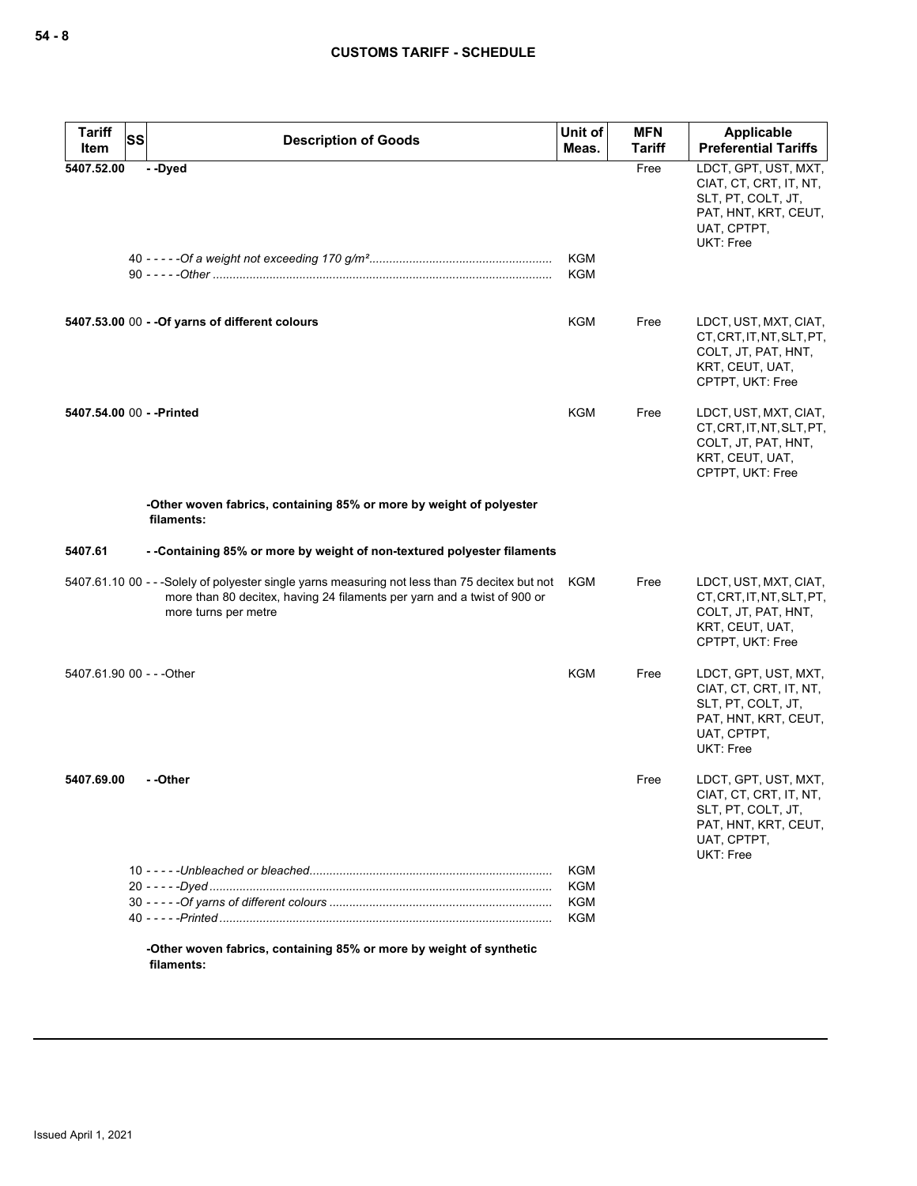| Tariff Item | SS | Description of Goods | Unit of Meas. | MFN Tariff | Applicable Preferential Tariffs |
|---|---|---|---|---|---|
| **5407.52.00** | | **- -Dyed** | | Free | LDCT, GPT, UST, MXT, CIAT, CT, CRT, IT, NT, SLT, PT, COLT, JT, PAT, HNT, KRT, CEUT, UAT, CPTPT, UKT: Free |
| | | 40 - - - - -*Of a weight not exceeding 170 g/m²* | KGM | | |
| | | 90 - - - - -*Other* | KGM | | |
| **5407.53.00** | 00 | **- -Of yarns of different colours** | KGM | Free | LDCT, UST, MXT, CIAT, CT, CRT, IT, NT, SLT, PT, COLT, JT, PAT, HNT, KRT, CEUT, UAT, CPTPT, UKT: Free |
| **5407.54.00** | 00 | **- -Printed** | KGM | Free | LDCT, UST, MXT, CIAT, CT, CRT, IT, NT, SLT, PT, COLT, JT, PAT, HNT, KRT, CEUT, UAT, CPTPT, UKT: Free |
| | | **-Other woven fabrics, containing 85% or more by weight of polyester filaments:** | | | |
| **5407.61** | | **- -Containing 85% or more by weight of non-textured polyester filaments** | | | |
| 5407.61.10 | 00 | - - -Solely of polyester single yarns measuring not less than 75 decitex but not more than 80 decitex, having 24 filaments per yarn and a twist of 900 or more turns per metre | KGM | Free | LDCT, UST, MXT, CIAT, CT, CRT, IT, NT, SLT, PT, COLT, JT, PAT, HNT, KRT, CEUT, UAT, CPTPT, UKT: Free |
| 5407.61.90 | 00 | - - -Other | KGM | Free | LDCT, GPT, UST, MXT, CIAT, CT, CRT, IT, NT, SLT, PT, COLT, JT, PAT, HNT, KRT, CEUT, UAT, CPTPT, UKT: Free |
| **5407.69.00** | | **- -Other** | | Free | LDCT, GPT, UST, MXT, CIAT, CT, CRT, IT, NT, SLT, PT, COLT, JT, PAT, HNT, KRT, CEUT, UAT, CPTPT, UKT: Free |
| | | 10 - - - - -*Unbleached or bleached* | KGM | | |
| | | 20 - - - - -*Dyed* | KGM | | |
| | | 30 - - - - -*Of yarns of different colours* | KGM | | |
| | | 40 - - - - -*Printed* | KGM | | |
| | | **-Other woven fabrics, containing 85% or more by weight of synthetic filaments:** | | | |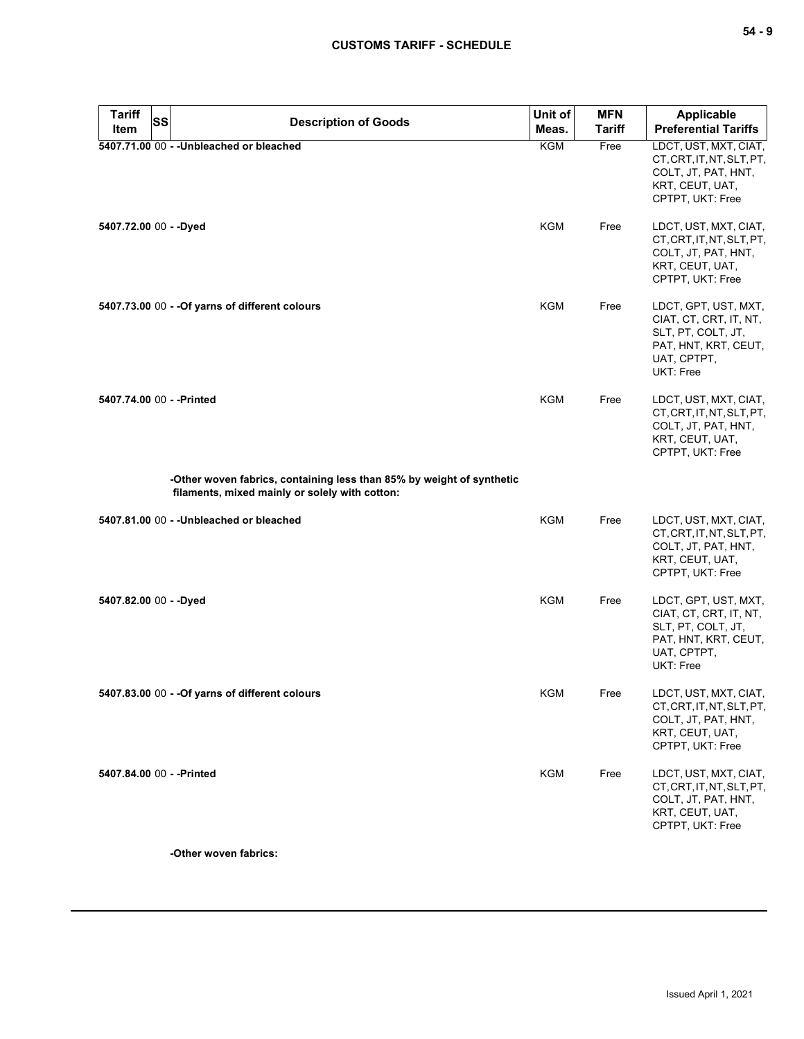| Tariff Item | SS | Description of Goods | Unit of Meas. | MFN Tariff | Applicable Preferential Tariffs |
|---|---|---|---|---|---|
| 5407.71.00 | 00 | - -Unbleached or bleached | KGM | Free | LDCT, UST, MXT, CIAT, CT, CRT, IT, NT, SLT, PT, COLT, JT, PAT, HNT, KRT, CEUT, UAT, CPTPT, UKT: Free |
| 5407.72.00 | 00 | - -Dyed | KGM | Free | LDCT, UST, MXT, CIAT, CT, CRT, IT, NT, SLT, PT, COLT, JT, PAT, HNT, KRT, CEUT, UAT, CPTPT, UKT: Free |
| 5407.73.00 | 00 | - -Of yarns of different colours | KGM | Free | LDCT, GPT, UST, MXT, CIAT, CT, CRT, IT, NT, SLT, PT, COLT, JT, PAT, HNT, KRT, CEUT, UAT, CPTPT, UKT: Free |
| 5407.74.00 | 00 | - -Printed | KGM | Free | LDCT, UST, MXT, CIAT, CT, CRT, IT, NT, SLT, PT, COLT, JT, PAT, HNT, KRT, CEUT, UAT, CPTPT, UKT: Free |
| | | -Other woven fabrics, containing less than 85% by weight of synthetic filaments, mixed mainly or solely with cotton: | | | |
| 5407.81.00 | 00 | - -Unbleached or bleached | KGM | Free | LDCT, UST, MXT, CIAT, CT, CRT, IT, NT, SLT, PT, COLT, JT, PAT, HNT, KRT, CEUT, UAT, CPTPT, UKT: Free |
| 5407.82.00 | 00 | - -Dyed | KGM | Free | LDCT, GPT, UST, MXT, CIAT, CT, CRT, IT, NT, SLT, PT, COLT, JT, PAT, HNT, KRT, CEUT, UAT, CPTPT, UKT: Free |
| 5407.83.00 | 00 | - -Of yarns of different colours | KGM | Free | LDCT, UST, MXT, CIAT, CT, CRT, IT, NT, SLT, PT, COLT, JT, PAT, HNT, KRT, CEUT, UAT, CPTPT, UKT: Free |
| 5407.84.00 | 00 | - -Printed | KGM | Free | LDCT, UST, MXT, CIAT, CT, CRT, IT, NT, SLT, PT, COLT, JT, PAT, HNT, KRT, CEUT, UAT, CPTPT, UKT: Free |
| | | -Other woven fabrics: | | | |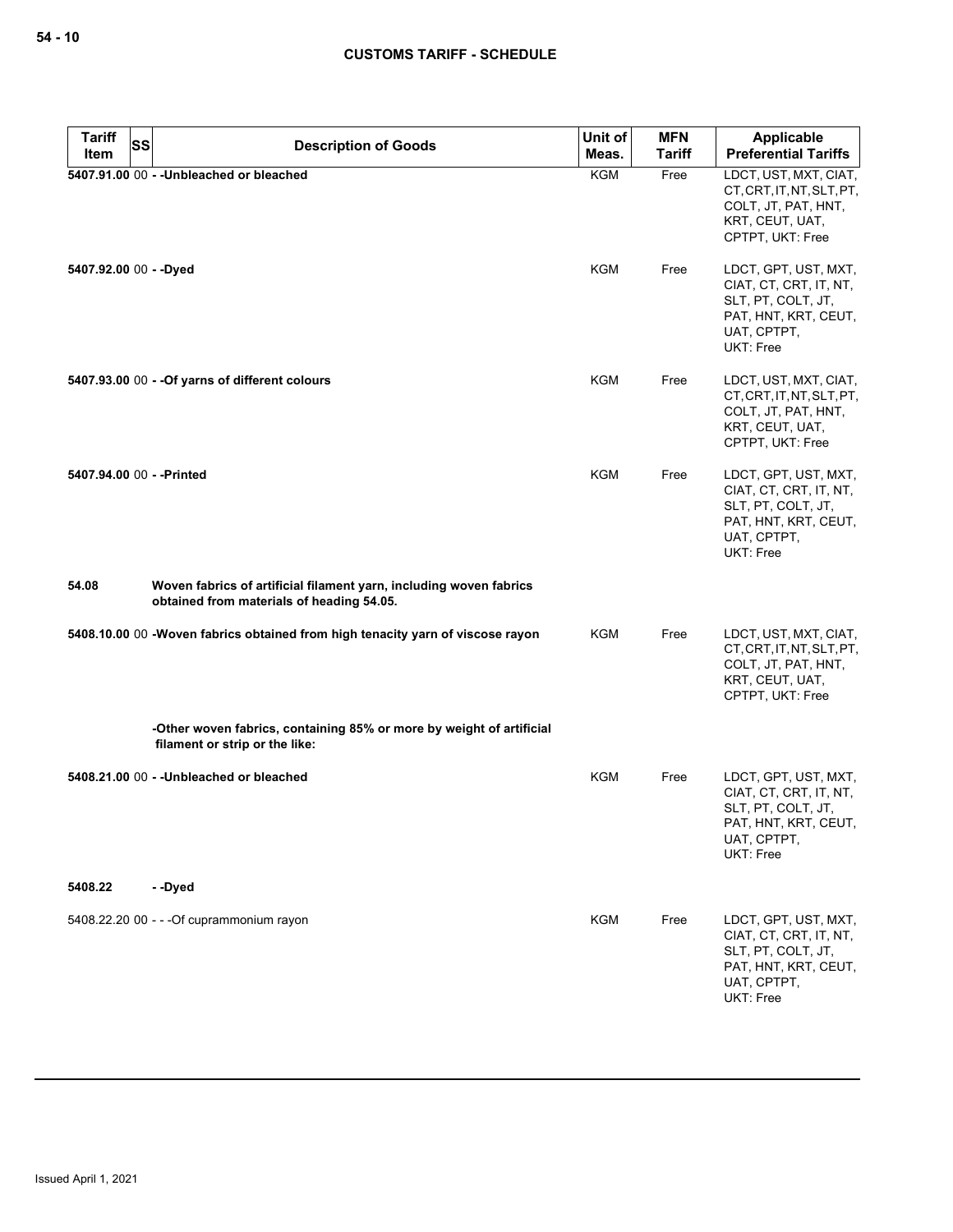| Tariff Item | SS | Description of Goods | Unit of Meas. | MFN Tariff | Applicable Preferential Tariffs |
|---|---|---|---|---|---|
| 5407.91.00 | 00 | - -Unbleached or bleached | KGM | Free | LDCT, UST, MXT, CIAT, CT, CRT, IT, NT, SLT, PT, COLT, JT, PAT, HNT, KRT, CEUT, UAT, CPTPT, UKT: Free |
| 5407.92.00 | 00 | - -Dyed | KGM | Free | LDCT, GPT, UST, MXT, CIAT, CT, CRT, IT, NT, SLT, PT, COLT, JT, PAT, HNT, KRT, CEUT, UAT, CPTPT, UKT: Free |
| 5407.93.00 | 00 | - -Of yarns of different colours | KGM | Free | LDCT, UST, MXT, CIAT, CT, CRT, IT, NT, SLT, PT, COLT, JT, PAT, HNT, KRT, CEUT, UAT, CPTPT, UKT: Free |
| 5407.94.00 | 00 | - -Printed | KGM | Free | LDCT, GPT, UST, MXT, CIAT, CT, CRT, IT, NT, SLT, PT, COLT, JT, PAT, HNT, KRT, CEUT, UAT, CPTPT, UKT: Free |
| 54.08 | | Woven fabrics of artificial filament yarn, including woven fabrics obtained from materials of heading 54.05. | | | |
| 5408.10.00 | 00 | -Woven fabrics obtained from high tenacity yarn of viscose rayon | KGM | Free | LDCT, UST, MXT, CIAT, CT, CRT, IT, NT, SLT, PT, COLT, JT, PAT, HNT, KRT, CEUT, UAT, CPTPT, UKT: Free |
| | | -Other woven fabrics, containing 85% or more by weight of artificial filament or strip or the like: | | | |
| 5408.21.00 | 00 | - -Unbleached or bleached | KGM | Free | LDCT, GPT, UST, MXT, CIAT, CT, CRT, IT, NT, SLT, PT, COLT, JT, PAT, HNT, KRT, CEUT, UAT, CPTPT, UKT: Free |
| 5408.22 | | - -Dyed | | | |
| 5408.22.20 | 00 | - - -Of cuprammonium rayon | KGM | Free | LDCT, GPT, UST, MXT, CIAT, CT, CRT, IT, NT, SLT, PT, COLT, JT, PAT, HNT, KRT, CEUT, UAT, CPTPT, UKT: Free |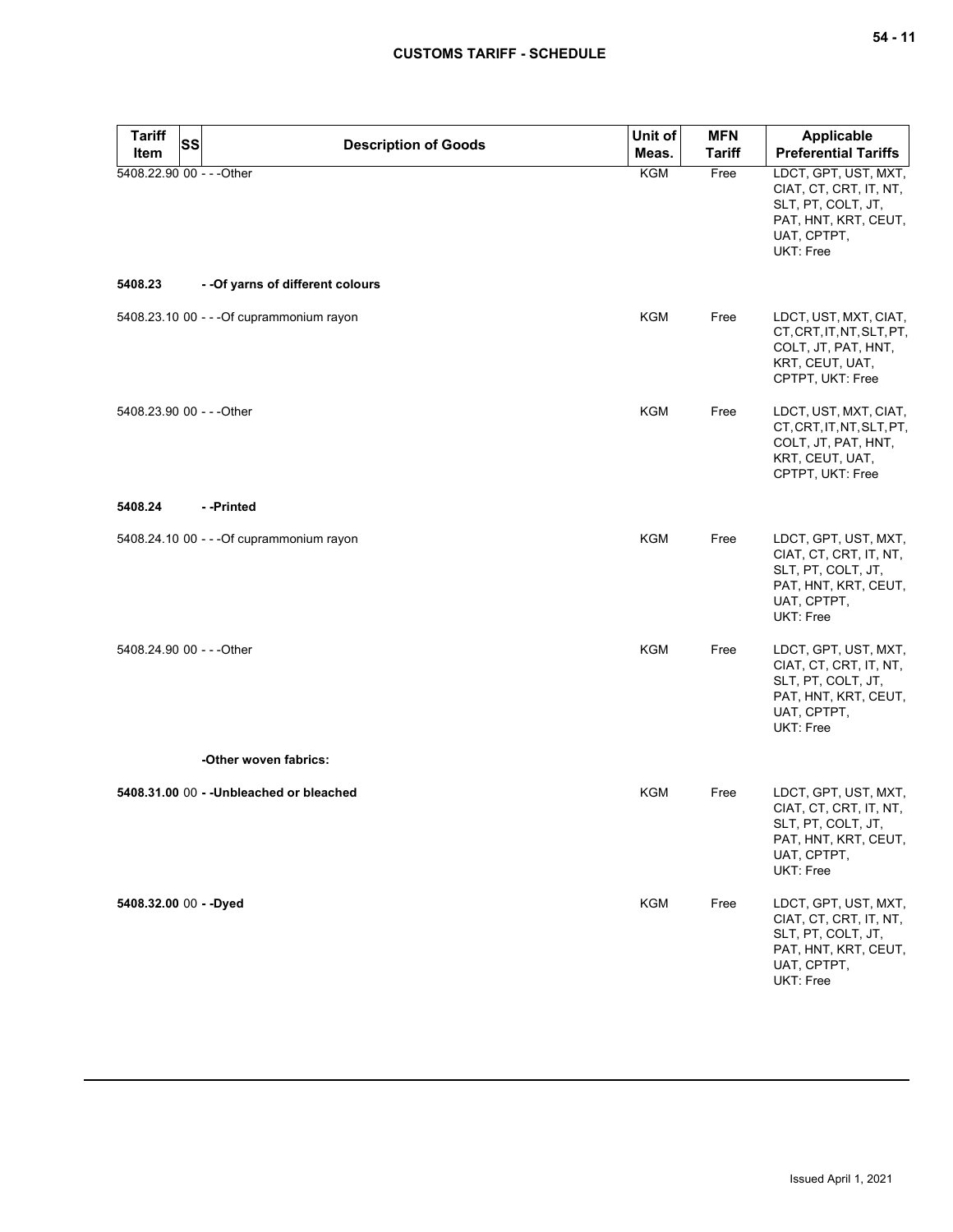| Tariff Item | SS | Description of Goods | Unit of Meas. | MFN Tariff | Applicable Preferential Tariffs |
|---|---|---|---|---|---|
| 5408.22.90 | 00 | - - -Other | KGM | Free | LDCT, GPT, UST, MXT, CIAT, CT, CRT, IT, NT, SLT, PT, COLT, JT, PAT, HNT, KRT, CEUT, UAT, CPTPT, UKT: Free |
| **5408.23** | | **- -Of yarns of different colours** | | | |
| 5408.23.10 | 00 | - - -Of cuprammonium rayon | KGM | Free | LDCT, UST, MXT, CIAT, CT, CRT, IT, NT, SLT, PT, COLT, JT, PAT, HNT, KRT, CEUT, UAT, CPTPT, UKT: Free |
| 5408.23.90 | 00 | - - -Other | KGM | Free | LDCT, UST, MXT, CIAT, CT, CRT, IT, NT, SLT, PT, COLT, JT, PAT, HNT, KRT, CEUT, UAT, CPTPT, UKT: Free |
| **5408.24** | | **- -Printed** | | | |
| 5408.24.10 | 00 | - - -Of cuprammonium rayon | KGM | Free | LDCT, GPT, UST, MXT, CIAT, CT, CRT, IT, NT, SLT, PT, COLT, JT, PAT, HNT, KRT, CEUT, UAT, CPTPT, UKT: Free |
| 5408.24.90 | 00 | - - -Other | KGM | Free | LDCT, GPT, UST, MXT, CIAT, CT, CRT, IT, NT, SLT, PT, COLT, JT, PAT, HNT, KRT, CEUT, UAT, CPTPT, UKT: Free |
| | | **-Other woven fabrics:** | | | |
| **5408.31.00** | 00 | **- -Unbleached or bleached** | KGM | Free | LDCT, GPT, UST, MXT, CIAT, CT, CRT, IT, NT, SLT, PT, COLT, JT, PAT, HNT, KRT, CEUT, UAT, CPTPT, UKT: Free |
| **5408.32.00** | 00 | **- -Dyed** | KGM | Free | LDCT, GPT, UST, MXT, CIAT, CT, CRT, IT, NT, SLT, PT, COLT, JT, PAT, HNT, KRT, CEUT, UAT, CPTPT, UKT: Free |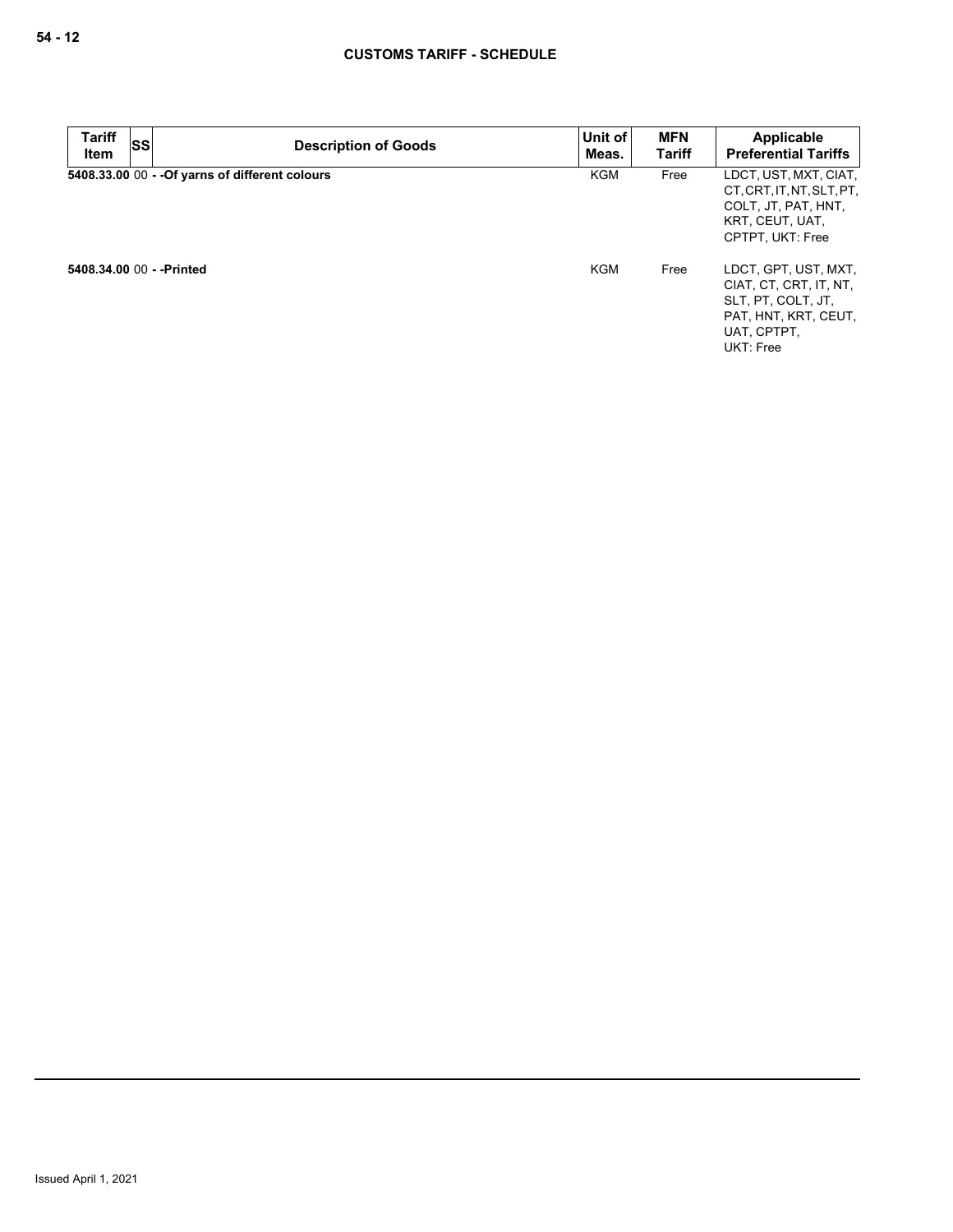| Tariff Item | SS | Description of Goods | Unit of Meas. | MFN Tariff | Applicable Preferential Tariffs |
|---|---|---|---|---|---|
| **5408.33.00** | 00 | **- -Of yarns of different colours** | KGM | Free | LDCT, UST, MXT, CIAT, CT, CRT, IT, NT, SLT, PT, COLT, JT, PAT, HNT, KRT, CEUT, UAT, CPTPT, UKT: Free |
| **5408.34.00** | 00 | **- -Printed** | KGM | Free | LDCT, GPT, UST, MXT, CIAT, CT, CRT, IT, NT, SLT, PT, COLT, JT, PAT, HNT, KRT, CEUT, UAT, CPTPT, UKT: Free |